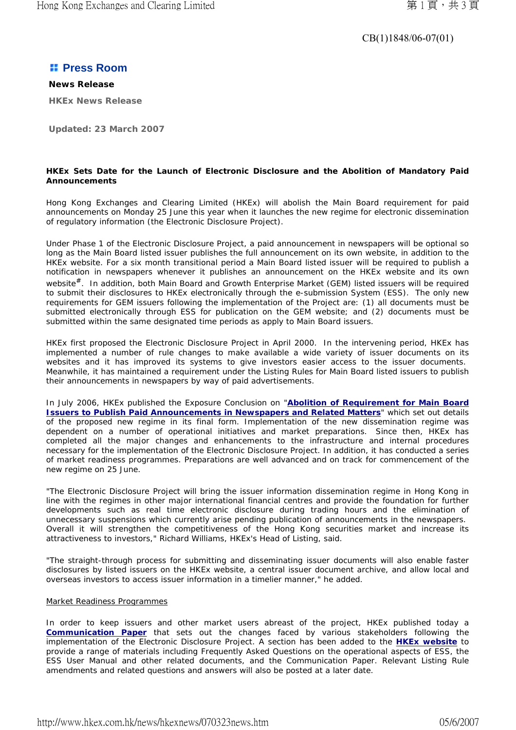CB(1)1848/06-07(01)

## Press Room

**News Release**

**HKEx News Release**

**Updated: 23 March 2007**

**HKEx Sets Date for the Launch of Electronic Disclosure and the Abolition of Mandatory Paid Announcements**

Hong Kong Exchanges and Clearing Limited (HKEx) will abolish the Main Board requirement for paid announcements on Monday 25 June this year when it launches the new regime for electronic dissemination of regulatory information (the Electronic Disclosure Project).

Under Phase 1 of the Electronic Disclosure Project, a paid announcement in newspapers will be optional so long as the Main Board listed issuer publishes the full announcement on its own website, in addition to the HKEx website. For a six month transitional period a Main Board listed issuer will be required to publish a notification in newspapers whenever it publishes an announcement on the HKEx website and its own website#. In addition, both Main Board and Growth Enterprise Market (GEM) listed issuers will be required to submit their disclosures to HKEx electronically through the e-submission System (ESS). The only new requirements for GEM issuers following the implementation of the Project are: (1) all documents must be submitted electronically through ESS for publication on the GEM website; and (2) documents must be submitted within the same designated time periods as apply to Main Board issuers.

HKEx first proposed the Electronic Disclosure Project in April 2000. In the intervening period, HKEx has implemented a number of rule changes to make available a wide variety of issuer documents on its websites and it has improved its systems to give investors easier access to the issuer documents. Meanwhile, it has maintained a requirement under the Listing Rules for Main Board listed issuers to publish their announcements in newspapers by way of paid advertisements.

In July 2006, HKEx published the Exposure Conclusion on "**Abolition of Requirement for Main Board Issuers to Publish Paid Announcements in Newspapers and Related Matters**" which set out details of the proposed new regime in its final form. Implementation of the new dissemination regime was dependent on a number of operational initiatives and market preparations. Since then, HKEx has completed all the major changes and enhancements to the infrastructure and internal procedures necessary for the implementation of the Electronic Disclosure Project. In addition, it has conducted a series of market readiness programmes. Preparations are well advanced and on track for commencement of the new regime on 25 June.

"The Electronic Disclosure Project will bring the issuer information dissemination regime in Hong Kong in line with the regimes in other major international financial centres and provide the foundation for further developments such as real time electronic disclosure during trading hours and the elimination of unnecessary suspensions which currently arise pending publication of announcements in the newspapers. Overall it will strengthen the competitiveness of the Hong Kong securities market and increase its attractiveness to investors," Richard Williams, HKEx's Head of Listing, said.

"The straight-through process for submitting and disseminating issuer documents will also enable faster disclosures by listed issuers on the HKEx website, a central issuer document archive, and allow local and overseas investors to access issuer information in a timelier manner," he added.

Market Readiness Programmes

In order to keep issuers and other market users abreast of the project, HKEx published today a **Communication Paper** that sets out the changes faced by various stakeholders following the implementation of the Electronic Disclosure Project. A section has been added to the **HKEx website** to provide a range of materials including Frequently Asked Questions on the operational aspects of ESS, the ESS User Manual and other related documents, and the Communication Paper. Relevant Listing Rule amendments and related questions and answers will also be posted at a later date.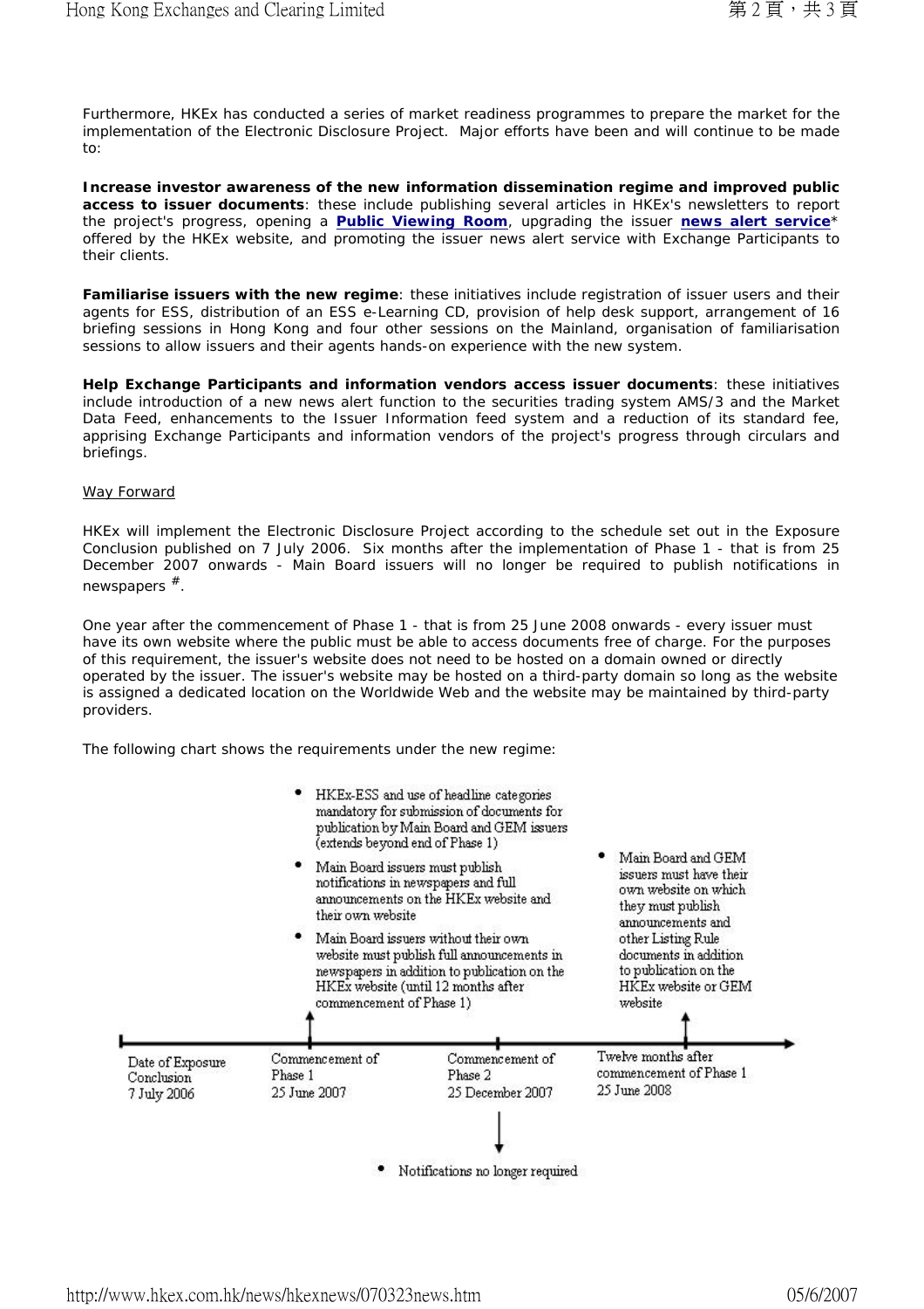Furthermore, HKEx has conducted a series of market readiness programmes to prepare the market for the implementation of the Electronic Disclosure Project. Major efforts have been and will continue to be made to:

**Increase investor awareness of the new information dissemination regime and improved public access to issuer documents**: these include publishing several articles in HKEx's newsletters to report the project's progress, opening a **Public Viewing Room**, upgrading the issuer **news alert service*** offered by the HKEx website, and promoting the issuer news alert service with Exchange Participants to their clients.

**Familiarise issuers with the new regime**: these initiatives include registration of issuer users and their agents for ESS, distribution of an ESS e-Learning CD, provision of help desk support, arrangement of 16 briefing sessions in Hong Kong and four other sessions on the Mainland, organisation of familiarisation sessions to allow issuers and their agents hands-on experience with the new system.

**Help Exchange Participants and information vendors access issuer documents**: these initiatives include introduction of a new news alert function to the securities trading system AMS/3 and the Market Data Feed, enhancements to the Issuer Information feed system and a reduction of its standard fee, apprising Exchange Participants and information vendors of the project's progress through circulars and briefings.

Way Forward

HKEx will implement the Electronic Disclosure Project according to the schedule set out in the Exposure Conclusion published on 7 July 2006. Six months after the implementation of Phase 1 - that is from 25 December 2007 onwards - Main Board issuers will no longer be required to publish notifications in newspapers #.

One year after the commencement of Phase 1 - that is from 25 June 2008 onwards - every issuer must have its own website where the public must be able to access documents free of charge. For the purposes of this requirement, the issuer's website does not need to be hosted on a domain owned or directly operated by the issuer. The issuer's website may be hosted on a third-party domain so long as the website is assigned a dedicated location on the Worldwide Web and the website may be maintained by third-party providers.

The following chart shows the requirements under the new regime:

**Date of Exposure Conclusion – 7 July 2006**

**Commencement of Phase 1 – 25 June 2007**

- HKEx-ESS and use of headline categories mandatory for submission of documents for publication by Main Board and GEM issuers (extends beyond end of Phase 1)
- Main Board issuers must publish notifications in newspapers and full announcements on the HKEx website and their own website
- Main Board issuers without their own website must publish full announcements in newspapers in addition to publication on the HKEx website (until 12 months after commencement of Phase 1)

**Commencement of Phase 2 – 25 December 2007**

- Notifications no longer required

**Twelve months after commencement of Phase 1 – 25 June 2008**

- Main Board and GEM issuers must have their own website on which they must publish announcements and other Listing Rule documents in addition to publication on the HKEx website or GEM website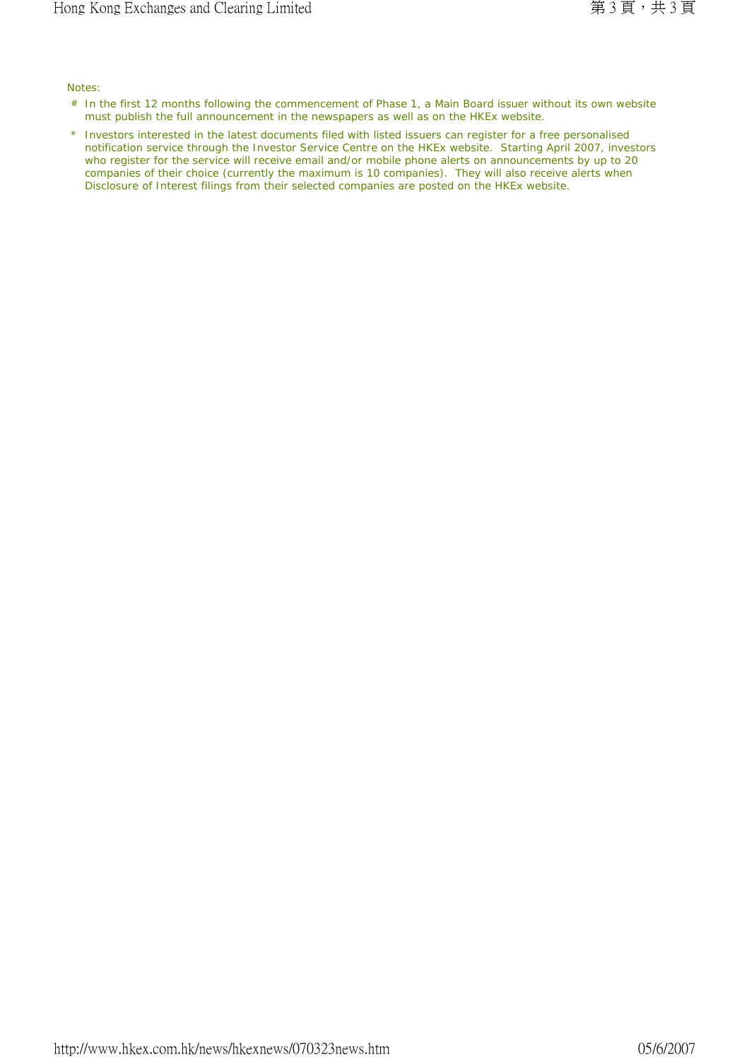Notes:

# In the first 12 months following the commencement of Phase 1, a Main Board issuer without its own website must publish the full announcement in the newspapers as well as on the HKEx website.

* Investors interested in the latest documents filed with listed issuers can register for a free personalised notification service through the Investor Service Centre on the HKEx website. Starting April 2007, investors who register for the service will receive email and/or mobile phone alerts on announcements by up to 20 companies of their choice (currently the maximum is 10 companies). They will also receive alerts when Disclosure of Interest filings from their selected companies are posted on the HKEx website.